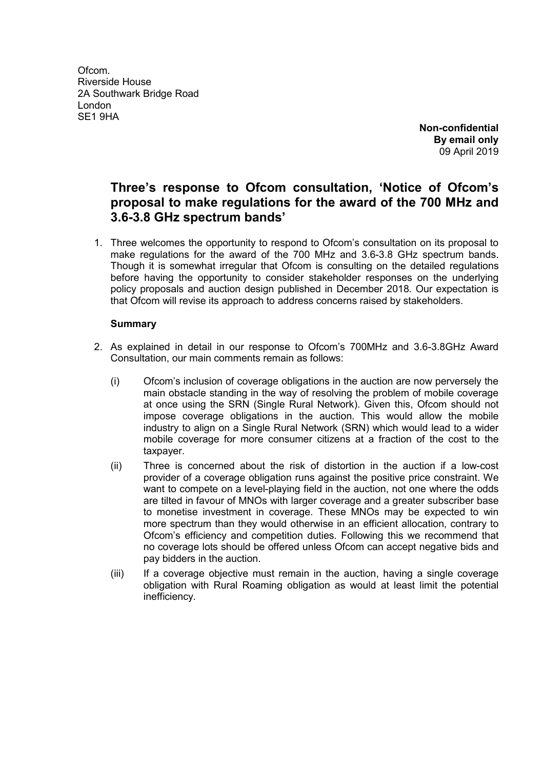Ofcom.
Riverside House
2A Southwark Bridge Road
London
SE1 9HA

**Non-confidential**
**By email only**
09 April 2019

## Three's response to Ofcom consultation, 'Notice of Ofcom's proposal to make regulations for the award of the 700 MHz and 3.6-3.8 GHz spectrum bands'

1. Three welcomes the opportunity to respond to Ofcom's consultation on its proposal to make regulations for the award of the 700 MHz and 3.6-3.8 GHz spectrum bands. Though it is somewhat irregular that Ofcom is consulting on the detailed regulations before having the opportunity to consider stakeholder responses on the underlying policy proposals and auction design published in December 2018. Our expectation is that Ofcom will revise its approach to address concerns raised by stakeholders.

### Summary

2. As explained in detail in our response to Ofcom's 700MHz and 3.6-3.8GHz Award Consultation, our main comments remain as follows:

   (i) Ofcom's inclusion of coverage obligations in the auction are now perversely the main obstacle standing in the way of resolving the problem of mobile coverage at once using the SRN (Single Rural Network). Given this, Ofcom should not impose coverage obligations in the auction. This would allow the mobile industry to align on a Single Rural Network (SRN) which would lead to a wider mobile coverage for more consumer citizens at a fraction of the cost to the taxpayer.

   (ii) Three is concerned about the risk of distortion in the auction if a low-cost provider of a coverage obligation runs against the positive price constraint. We want to compete on a level-playing field in the auction, not one where the odds are tilted in favour of MNOs with larger coverage and a greater subscriber base to monetise investment in coverage. These MNOs may be expected to win more spectrum than they would otherwise in an efficient allocation, contrary to Ofcom's efficiency and competition duties. Following this we recommend that no coverage lots should be offered unless Ofcom can accept negative bids and pay bidders in the auction.

   (iii) If a coverage objective must remain in the auction, having a single coverage obligation with Rural Roaming obligation as would at least limit the potential inefficiency.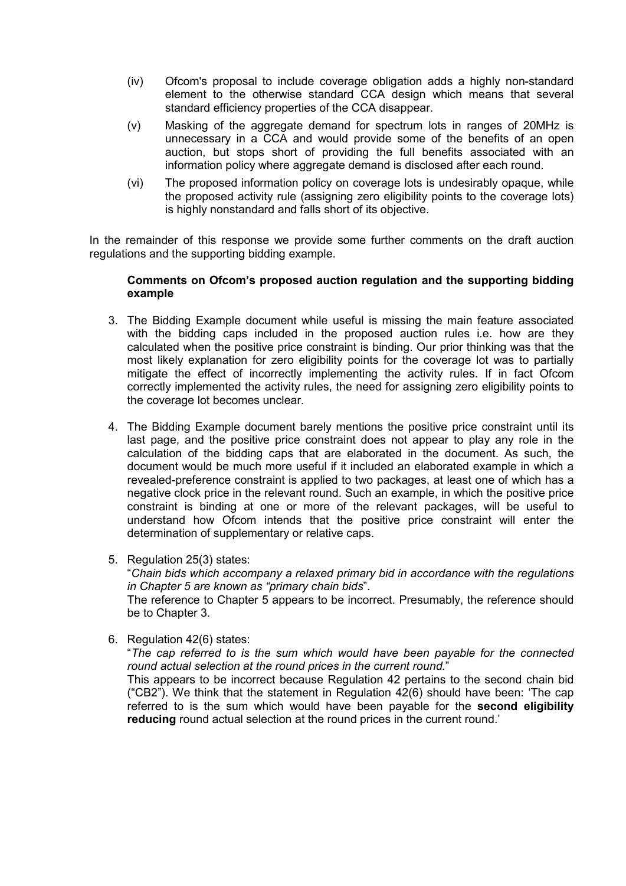(iv) Ofcom's proposal to include coverage obligation adds a highly non-standard element to the otherwise standard CCA design which means that several standard efficiency properties of the CCA disappear.

(v) Masking of the aggregate demand for spectrum lots in ranges of 20MHz is unnecessary in a CCA and would provide some of the benefits of an open auction, but stops short of providing the full benefits associated with an information policy where aggregate demand is disclosed after each round.

(vi) The proposed information policy on coverage lots is undesirably opaque, while the proposed activity rule (assigning zero eligibility points to the coverage lots) is highly nonstandard and falls short of its objective.

In the remainder of this response we provide some further comments on the draft auction regulations and the supporting bidding example.

**Comments on Ofcom's proposed auction regulation and the supporting bidding example**

3. The Bidding Example document while useful is missing the main feature associated with the bidding caps included in the proposed auction rules i.e. how are they calculated when the positive price constraint is binding. Our prior thinking was that the most likely explanation for zero eligibility points for the coverage lot was to partially mitigate the effect of incorrectly implementing the activity rules. If in fact Ofcom correctly implemented the activity rules, the need for assigning zero eligibility points to the coverage lot becomes unclear.

4. The Bidding Example document barely mentions the positive price constraint until its last page, and the positive price constraint does not appear to play any role in the calculation of the bidding caps that are elaborated in the document. As such, the document would be much more useful if it included an elaborated example in which a revealed-preference constraint is applied to two packages, at least one of which has a negative clock price in the relevant round. Such an example, in which the positive price constraint is binding at one or more of the relevant packages, will be useful to understand how Ofcom intends that the positive price constraint will enter the determination of supplementary or relative caps.

5. Regulation 25(3) states:
"*Chain bids which accompany a relaxed primary bid in accordance with the regulations in Chapter 5 are known as "primary chain bids*".
The reference to Chapter 5 appears to be incorrect. Presumably, the reference should be to Chapter 3.

6. Regulation 42(6) states:
"*The cap referred to is the sum which would have been payable for the connected round actual selection at the round prices in the current round.*"
This appears to be incorrect because Regulation 42 pertains to the second chain bid ("CB2"). We think that the statement in Regulation 42(6) should have been: 'The cap referred to is the sum which would have been payable for the **second eligibility reducing** round actual selection at the round prices in the current round.'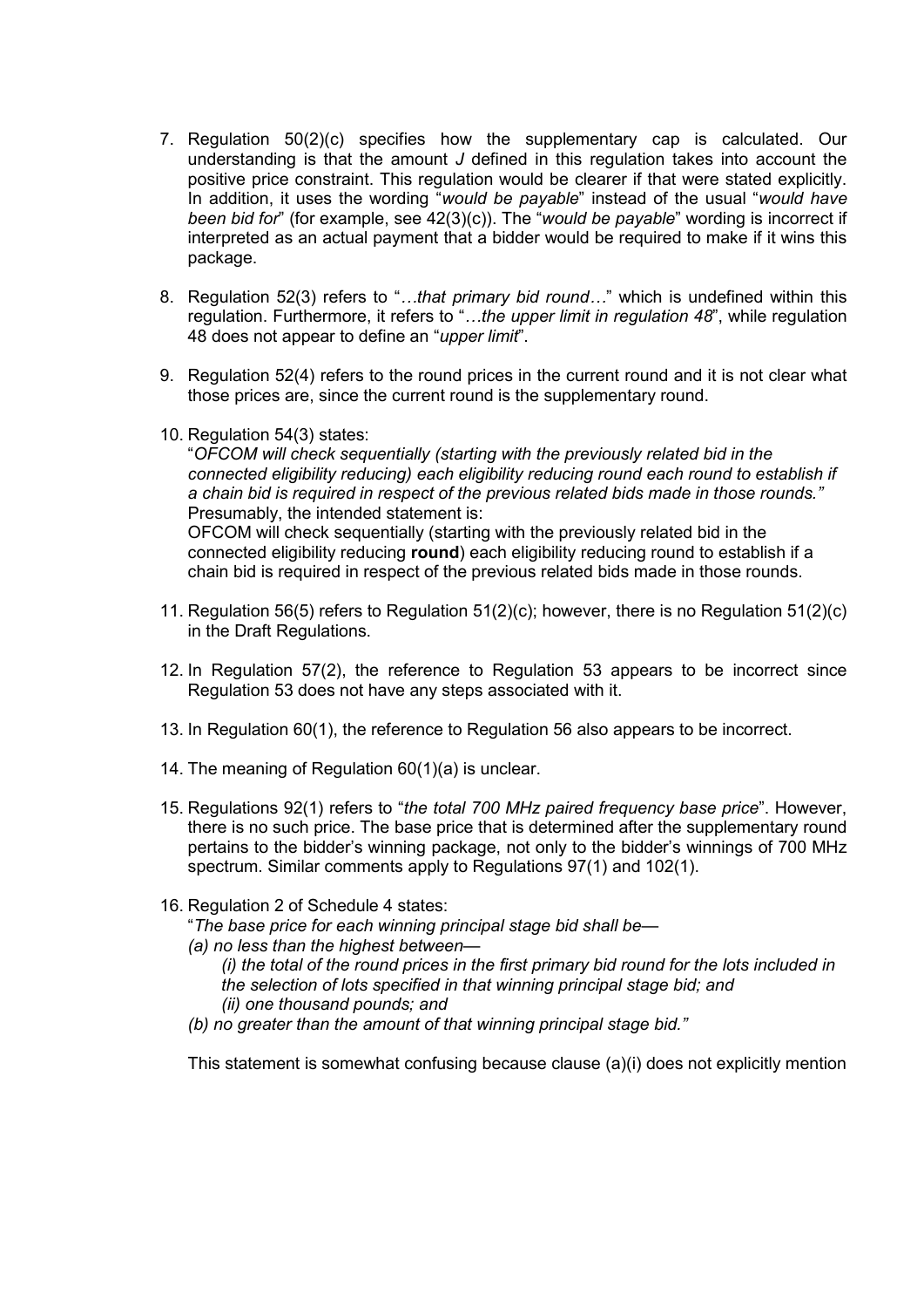7. Regulation 50(2)(c) specifies how the supplementary cap is calculated. Our understanding is that the amount *J* defined in this regulation takes into account the positive price constraint. This regulation would be clearer if that were stated explicitly. In addition, it uses the wording "*would be payable*" instead of the usual "*would have been bid for*" (for example, see 42(3)(c)). The "*would be payable*" wording is incorrect if interpreted as an actual payment that a bidder would be required to make if it wins this package.

8. Regulation 52(3) refers to "*…that primary bid round…*" which is undefined within this regulation. Furthermore, it refers to "*…the upper limit in regulation 48*", while regulation 48 does not appear to define an "*upper limit*".

9. Regulation 52(4) refers to the round prices in the current round and it is not clear what those prices are, since the current round is the supplementary round.

10. Regulation 54(3) states:
    "*OFCOM will check sequentially (starting with the previously related bid in the connected eligibility reducing) each eligibility reducing round each round to establish if a chain bid is required in respect of the previous related bids made in those rounds.*"
    Presumably, the intended statement is:
    OFCOM will check sequentially (starting with the previously related bid in the connected eligibility reducing **round**) each eligibility reducing round to establish if a chain bid is required in respect of the previous related bids made in those rounds.

11. Regulation 56(5) refers to Regulation 51(2)(c); however, there is no Regulation 51(2)(c) in the Draft Regulations.

12. In Regulation 57(2), the reference to Regulation 53 appears to be incorrect since Regulation 53 does not have any steps associated with it.

13. In Regulation 60(1), the reference to Regulation 56 also appears to be incorrect.

14. The meaning of Regulation 60(1)(a) is unclear.

15. Regulations 92(1) refers to "*the total 700 MHz paired frequency base price*". However, there is no such price. The base price that is determined after the supplementary round pertains to the bidder's winning package, not only to the bidder's winnings of 700 MHz spectrum. Similar comments apply to Regulations 97(1) and 102(1).

16. Regulation 2 of Schedule 4 states:
    "*The base price for each winning principal stage bid shall be—*
    *(a) no less than the highest between—*
    *(i) the total of the round prices in the first primary bid round for the lots included in the selection of lots specified in that winning principal stage bid; and*
    *(ii) one thousand pounds; and*
    *(b) no greater than the amount of that winning principal stage bid.*"

    This statement is somewhat confusing because clause (a)(i) does not explicitly mention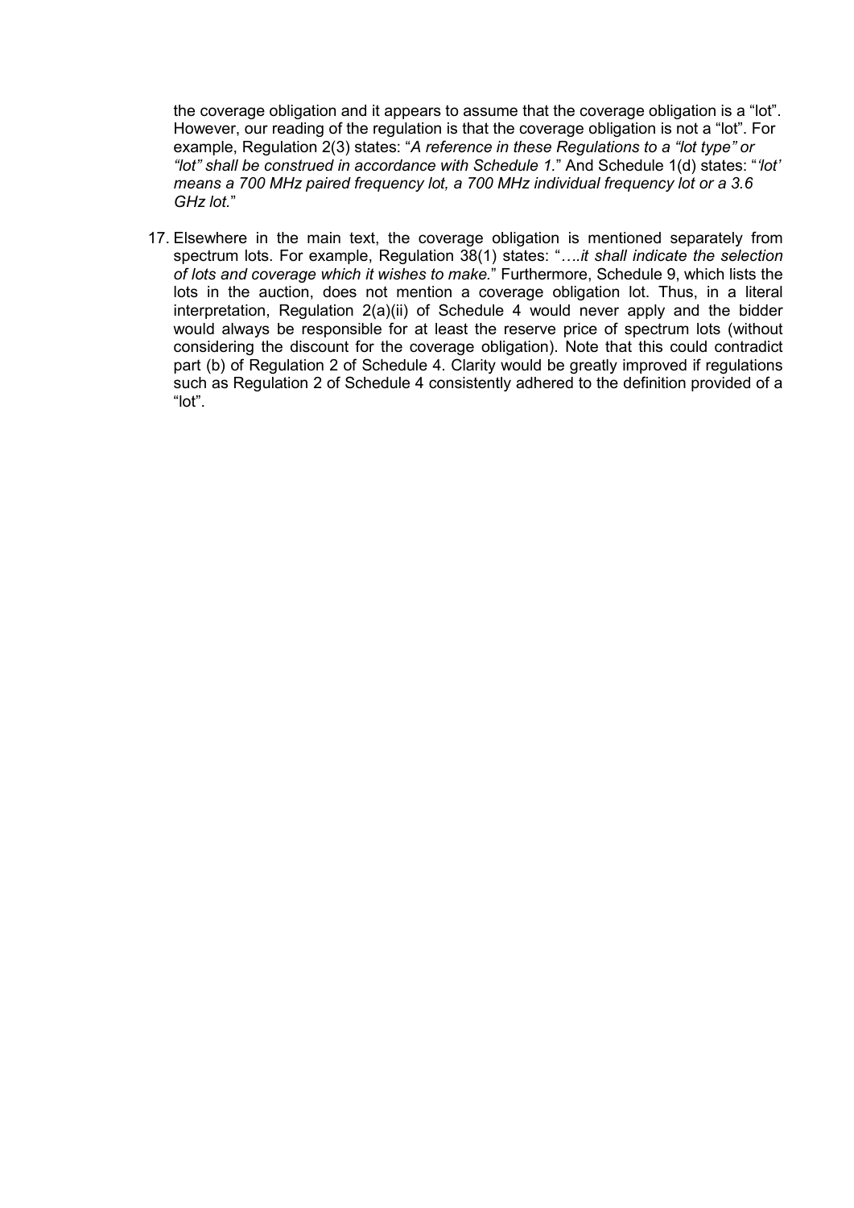the coverage obligation and it appears to assume that the coverage obligation is a "lot". However, our reading of the regulation is that the coverage obligation is not a "lot". For example, Regulation 2(3) states: "*A reference in these Regulations to a "lot type" or "lot" shall be construed in accordance with Schedule 1.*" And Schedule 1(d) states: "*'lot' means a 700 MHz paired frequency lot, a 700 MHz individual frequency lot or a 3.6 GHz lot.*"

17. Elsewhere in the main text, the coverage obligation is mentioned separately from spectrum lots. For example, Regulation 38(1) states: "*….it shall indicate the selection of lots and coverage which it wishes to make.*" Furthermore, Schedule 9, which lists the lots in the auction, does not mention a coverage obligation lot. Thus, in a literal interpretation, Regulation 2(a)(ii) of Schedule 4 would never apply and the bidder would always be responsible for at least the reserve price of spectrum lots (without considering the discount for the coverage obligation). Note that this could contradict part (b) of Regulation 2 of Schedule 4. Clarity would be greatly improved if regulations such as Regulation 2 of Schedule 4 consistently adhered to the definition provided of a "lot".